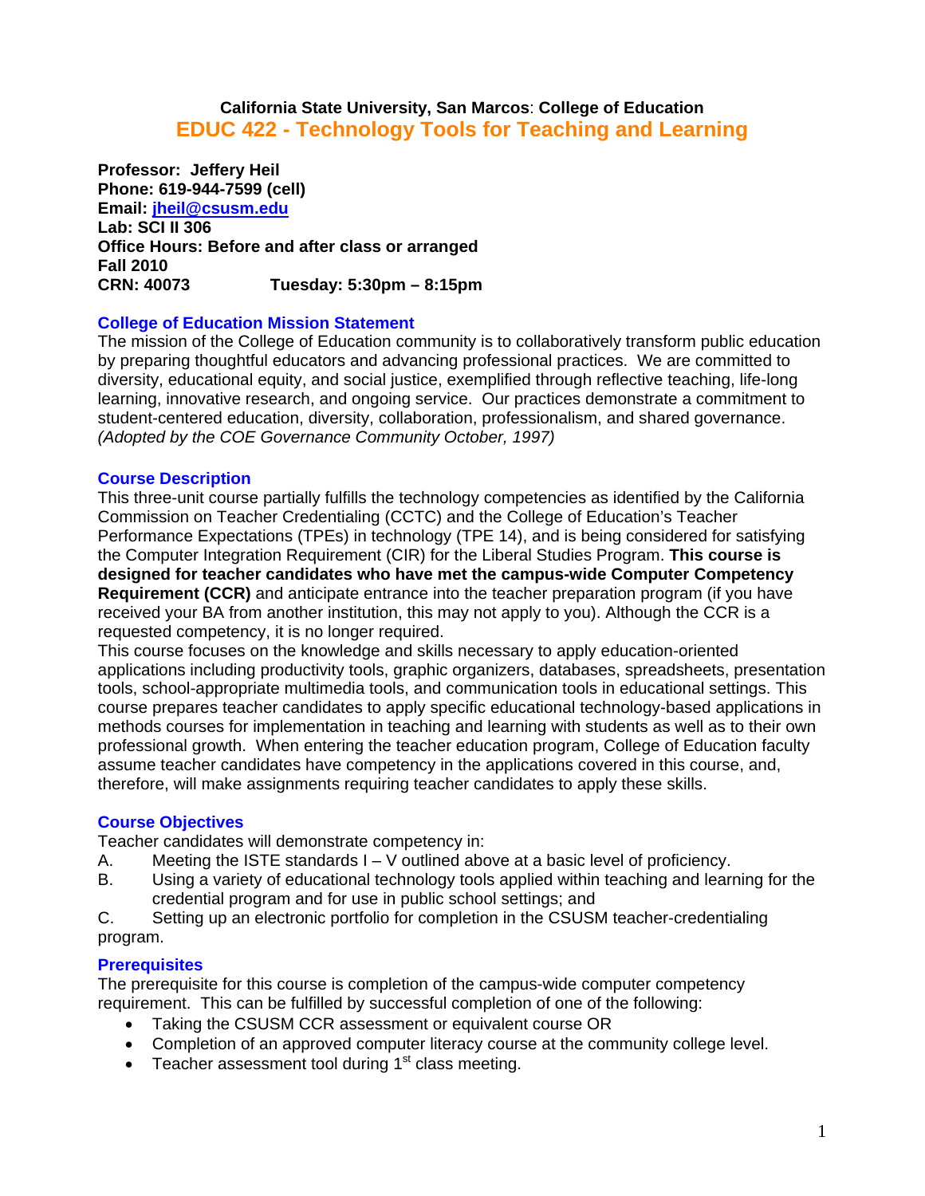**California State University, San Marcos**: **College of Education**

# EDUC 422 - Technology Tools for Teaching and Learning

**Professor: Jeffery Heil**
**Phone: 619-944-7599 (cell)**
**Email: jheil@csusm.edu**
**Lab: SCI II 306**
**Office Hours: Before and after class or arranged**
**Fall 2010**
**CRN: 40073 Tuesday: 5:30pm – 8:15pm**

## College of Education Mission Statement

The mission of the College of Education community is to collaboratively transform public education by preparing thoughtful educators and advancing professional practices. We are committed to diversity, educational equity, and social justice, exemplified through reflective teaching, life-long learning, innovative research, and ongoing service. Our practices demonstrate a commitment to student-centered education, diversity, collaboration, professionalism, and shared governance. *(Adopted by the COE Governance Community October, 1997)*

## Course Description

This three-unit course partially fulfills the technology competencies as identified by the California Commission on Teacher Credentialing (CCTC) and the College of Education's Teacher Performance Expectations (TPEs) in technology (TPE 14), and is being considered for satisfying the Computer Integration Requirement (CIR) for the Liberal Studies Program. **This course is designed for teacher candidates who have met the campus-wide Computer Competency Requirement (CCR)** and anticipate entrance into the teacher preparation program (if you have received your BA from another institution, this may not apply to you). Although the CCR is a requested competency, it is no longer required.

This course focuses on the knowledge and skills necessary to apply education-oriented applications including productivity tools, graphic organizers, databases, spreadsheets, presentation tools, school-appropriate multimedia tools, and communication tools in educational settings. This course prepares teacher candidates to apply specific educational technology-based applications in methods courses for implementation in teaching and learning with students as well as to their own professional growth. When entering the teacher education program, College of Education faculty assume teacher candidates have competency in the applications covered in this course, and, therefore, will make assignments requiring teacher candidates to apply these skills.

## Course Objectives

Teacher candidates will demonstrate competency in:

A. Meeting the ISTE standards I – V outlined above at a basic level of proficiency.
B. Using a variety of educational technology tools applied within teaching and learning for the credential program and for use in public school settings; and
C. Setting up an electronic portfolio for completion in the CSUSM teacher-credentialing program.

## Prerequisites

The prerequisite for this course is completion of the campus-wide computer competency requirement. This can be fulfilled by successful completion of one of the following:

- Taking the CSUSM CCR assessment or equivalent course OR
- Completion of an approved computer literacy course at the community college level.
- Teacher assessment tool during 1st class meeting.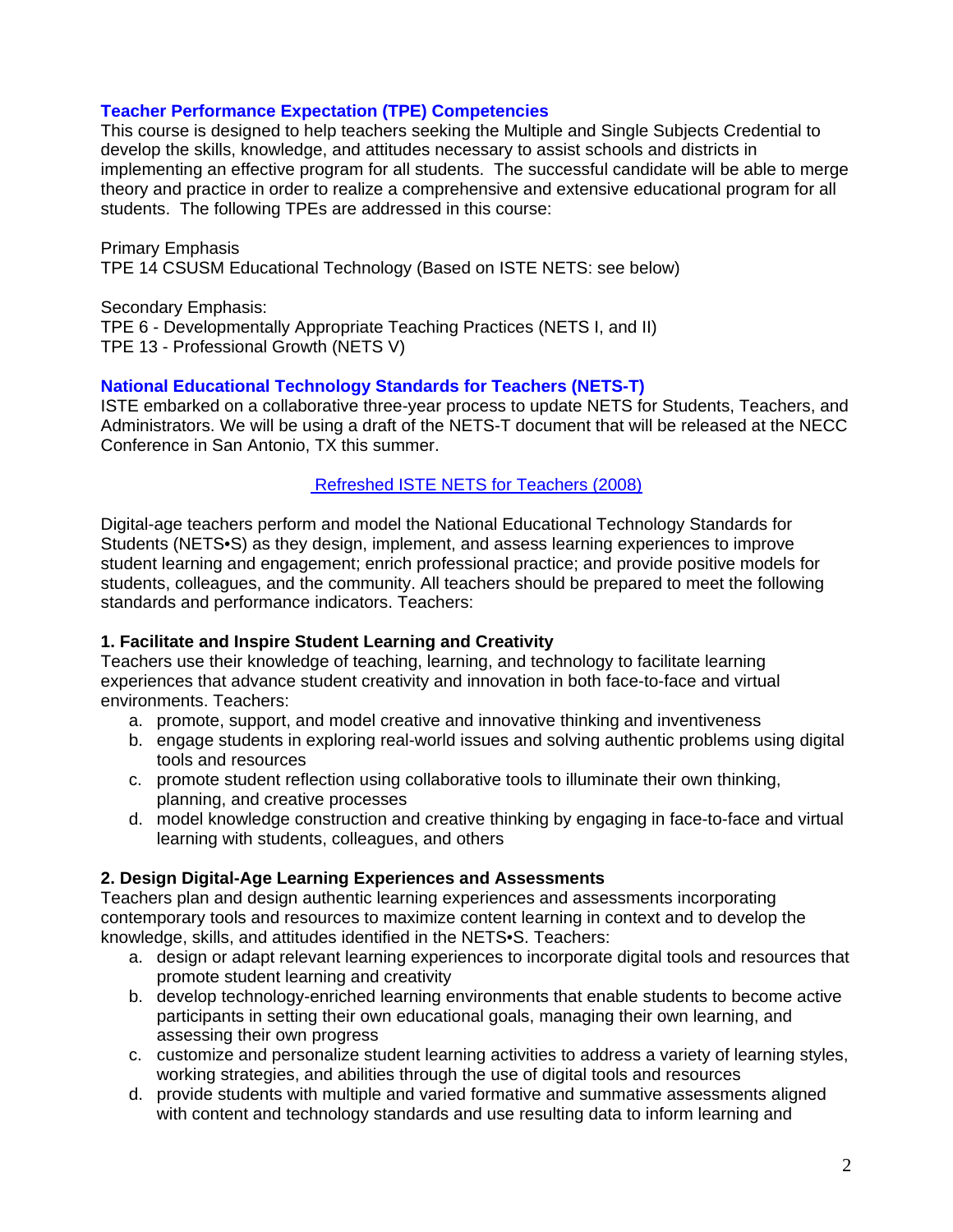### Teacher Performance Expectation (TPE) Competencies

This course is designed to help teachers seeking the Multiple and Single Subjects Credential to develop the skills, knowledge, and attitudes necessary to assist schools and districts in implementing an effective program for all students. The successful candidate will be able to merge theory and practice in order to realize a comprehensive and extensive educational program for all students. The following TPEs are addressed in this course:

Primary Emphasis
TPE 14 CSUSM Educational Technology (Based on ISTE NETS: see below)

Secondary Emphasis:
TPE 6 - Developmentally Appropriate Teaching Practices (NETS I, and II)
TPE 13 - Professional Growth (NETS V)

### National Educational Technology Standards for Teachers (NETS-T)

ISTE embarked on a collaborative three-year process to update NETS for Students, Teachers, and Administrators. We will be using a draft of the NETS-T document that will be released at the NECC Conference in San Antonio, TX this summer.

Refreshed ISTE NETS for Teachers (2008)

Digital-age teachers perform and model the National Educational Technology Standards for Students (NETS•S) as they design, implement, and assess learning experiences to improve student learning and engagement; enrich professional practice; and provide positive models for students, colleagues, and the community. All teachers should be prepared to meet the following standards and performance indicators. Teachers:

**1. Facilitate and Inspire Student Learning and Creativity**

Teachers use their knowledge of teaching, learning, and technology to facilitate learning experiences that advance student creativity and innovation in both face-to-face and virtual environments. Teachers:

a. promote, support, and model creative and innovative thinking and inventiveness
b. engage students in exploring real-world issues and solving authentic problems using digital tools and resources
c. promote student reflection using collaborative tools to illuminate their own thinking, planning, and creative processes
d. model knowledge construction and creative thinking by engaging in face-to-face and virtual learning with students, colleagues, and others

**2. Design Digital-Age Learning Experiences and Assessments**

Teachers plan and design authentic learning experiences and assessments incorporating contemporary tools and resources to maximize content learning in context and to develop the knowledge, skills, and attitudes identified in the NETS•S. Teachers:

a. design or adapt relevant learning experiences to incorporate digital tools and resources that promote student learning and creativity
b. develop technology-enriched learning environments that enable students to become active participants in setting their own educational goals, managing their own learning, and assessing their own progress
c. customize and personalize student learning activities to address a variety of learning styles, working strategies, and abilities through the use of digital tools and resources
d. provide students with multiple and varied formative and summative assessments aligned with content and technology standards and use resulting data to inform learning and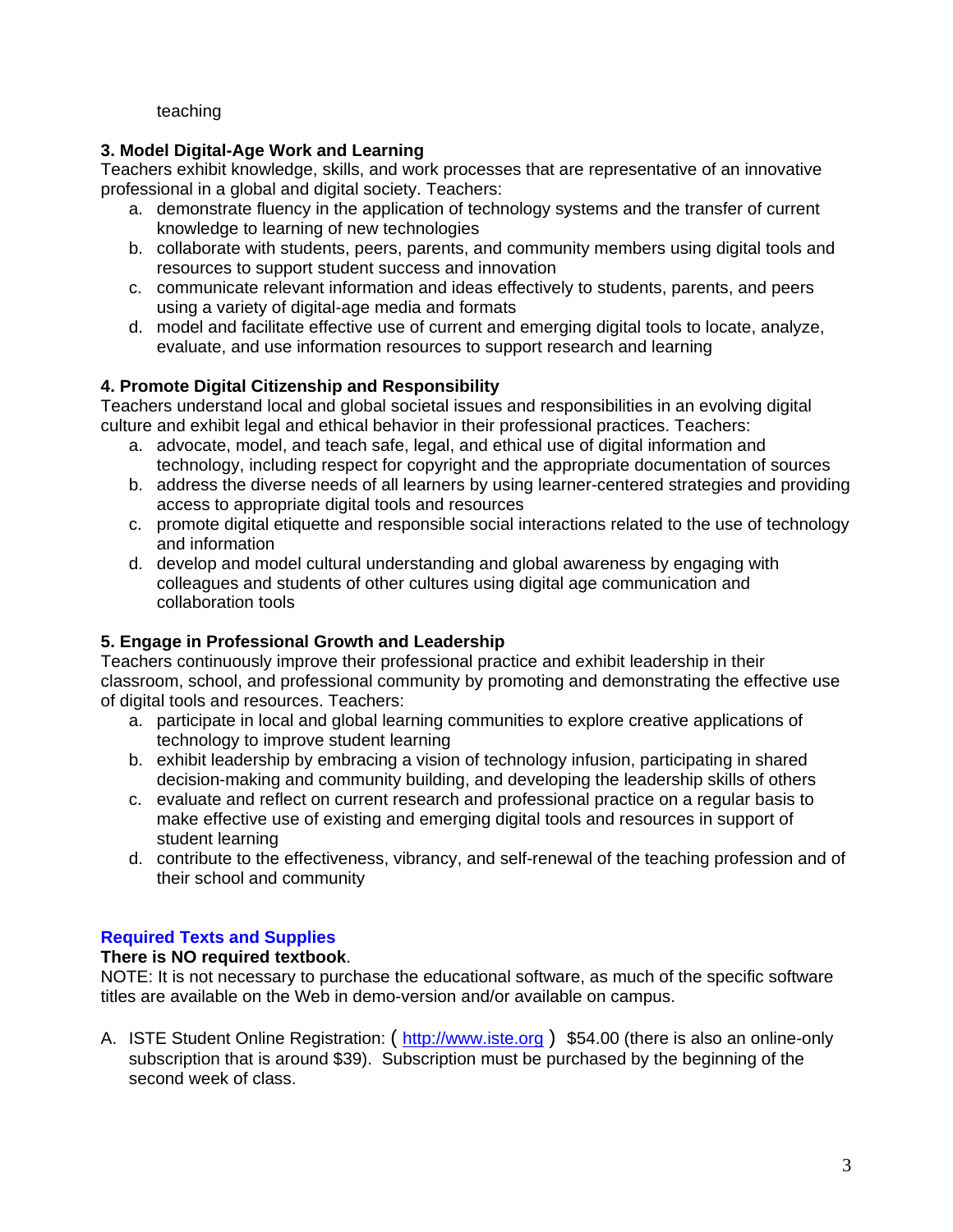teaching

**3. Model Digital-Age Work and Learning**
Teachers exhibit knowledge, skills, and work processes that are representative of an innovative professional in a global and digital society. Teachers:

a. demonstrate fluency in the application of technology systems and the transfer of current knowledge to learning of new technologies
b. collaborate with students, peers, parents, and community members using digital tools and resources to support student success and innovation
c. communicate relevant information and ideas effectively to students, parents, and peers using a variety of digital-age media and formats
d. model and facilitate effective use of current and emerging digital tools to locate, analyze, evaluate, and use information resources to support research and learning

**4. Promote Digital Citizenship and Responsibility**
Teachers understand local and global societal issues and responsibilities in an evolving digital culture and exhibit legal and ethical behavior in their professional practices. Teachers:

a. advocate, model, and teach safe, legal, and ethical use of digital information and technology, including respect for copyright and the appropriate documentation of sources
b. address the diverse needs of all learners by using learner-centered strategies and providing access to appropriate digital tools and resources
c. promote digital etiquette and responsible social interactions related to the use of technology and information
d. develop and model cultural understanding and global awareness by engaging with colleagues and students of other cultures using digital age communication and collaboration tools

**5. Engage in Professional Growth and Leadership**
Teachers continuously improve their professional practice and exhibit leadership in their classroom, school, and professional community by promoting and demonstrating the effective use of digital tools and resources. Teachers:

a. participate in local and global learning communities to explore creative applications of technology to improve student learning
b. exhibit leadership by embracing a vision of technology infusion, participating in shared decision-making and community building, and developing the leadership skills of others
c. evaluate and reflect on current research and professional practice on a regular basis to make effective use of existing and emerging digital tools and resources in support of student learning
d. contribute to the effectiveness, vibrancy, and self-renewal of the teaching profession and of their school and community

## Required Texts and Supplies

**There is NO required textbook**.
NOTE: It is not necessary to purchase the educational software, as much of the specific software titles are available on the Web in demo-version and/or available on campus.

A. ISTE Student Online Registration: ( http://www.iste.org ) $54.00 (there is also an online-only subscription that is around $39). Subscription must be purchased by the beginning of the second week of class.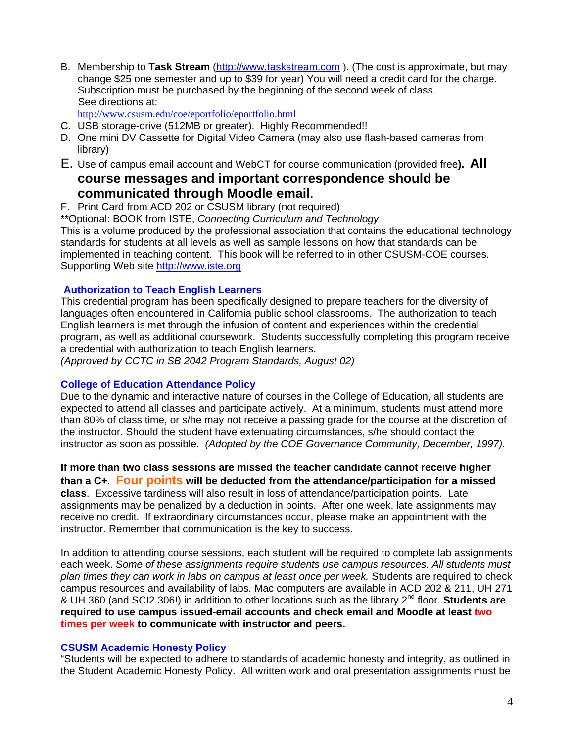B. Membership to **Task Stream** (http://www.taskstream.com ). (The cost is approximate, but may change $25 one semester and up to $39 for year) You will need a credit card for the charge. Subscription must be purchased by the beginning of the second week of class.
   See directions at:
   http://www.csusm.edu/coe/eportfolio/eportfolio.html
C. USB storage-drive (512MB or greater). Highly Recommended!!
D. One mini DV Cassette for Digital Video Camera (may also use flash-based cameras from library)
E. Use of campus email account and WebCT for course communication (provided free**). All course messages and important correspondence should be communicated through Moodle email**.
F. Print Card from ACD 202 or CSUSM library (not required)

**Optional: BOOK from ISTE, *Connecting Curriculum and Technology*
This is a volume produced by the professional association that contains the educational technology standards for students at all levels as well as sample lessons on how that standards can be implemented in teaching content. This book will be referred to in other CSUSM-COE courses. Supporting Web site http://www.iste.org

### Authorization to Teach English Learners

This credential program has been specifically designed to prepare teachers for the diversity of languages often encountered in California public school classrooms. The authorization to teach English learners is met through the infusion of content and experiences within the credential program, as well as additional coursework. Students successfully completing this program receive a credential with authorization to teach English learners.
*(Approved by CCTC in SB 2042 Program Standards, August 02)*

### College of Education Attendance Policy

Due to the dynamic and interactive nature of courses in the College of Education, all students are expected to attend all classes and participate actively. At a minimum, students must attend more than 80% of class time, or s/he may not receive a passing grade for the course at the discretion of the instructor. Should the student have extenuating circumstances, s/he should contact the instructor as soon as possible. *(Adopted by the COE Governance Community, December, 1997).*

**If more than two class sessions are missed the teacher candidate cannot receive higher than a C+**. **Four points will be deducted from the attendance/participation for a missed class**. Excessive tardiness will also result in loss of attendance/participation points. Late assignments may be penalized by a deduction in points. After one week, late assignments may receive no credit. If extraordinary circumstances occur, please make an appointment with the instructor. Remember that communication is the key to success.

In addition to attending course sessions, each student will be required to complete lab assignments each week. *Some of these assignments require students use campus resources. All students must plan times they can work in labs on campus at least once per week.* Students are required to check campus resources and availability of labs. Mac computers are available in ACD 202 & 211, UH 271 & UH 360 (and SCI2 306!) in addition to other locations such as the library 2nd floor. **Students are required to use campus issued-email accounts and check email and Moodle at least two times per week to communicate with instructor and peers.**

### CSUSM Academic Honesty Policy

"Students will be expected to adhere to standards of academic honesty and integrity, as outlined in the Student Academic Honesty Policy. All written work and oral presentation assignments must be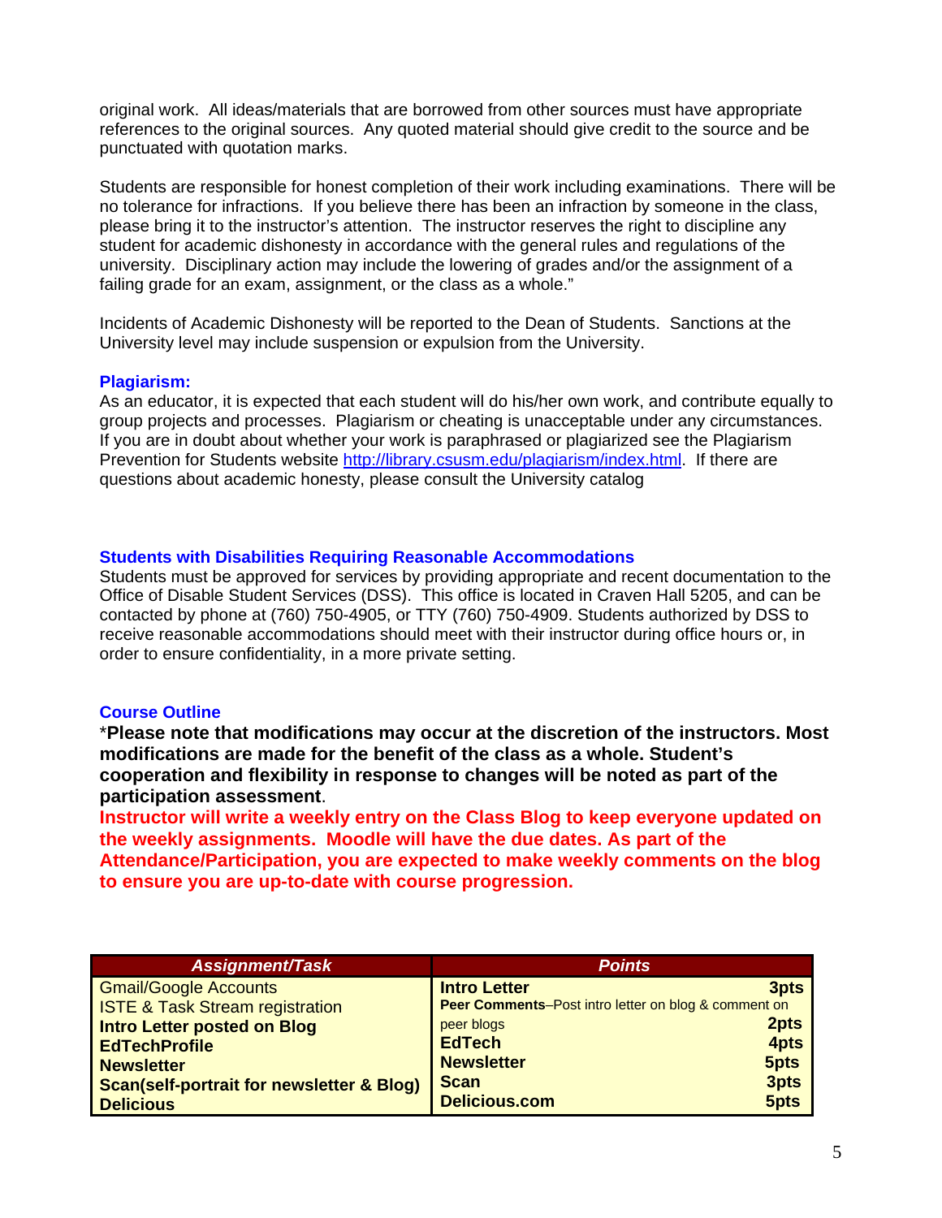original work. All ideas/materials that are borrowed from other sources must have appropriate references to the original sources. Any quoted material should give credit to the source and be punctuated with quotation marks.

Students are responsible for honest completion of their work including examinations. There will be no tolerance for infractions. If you believe there has been an infraction by someone in the class, please bring it to the instructor's attention. The instructor reserves the right to discipline any student for academic dishonesty in accordance with the general rules and regulations of the university. Disciplinary action may include the lowering of grades and/or the assignment of a failing grade for an exam, assignment, or the class as a whole."

Incidents of Academic Dishonesty will be reported to the Dean of Students. Sanctions at the University level may include suspension or expulsion from the University.

### Plagiarism:

As an educator, it is expected that each student will do his/her own work, and contribute equally to group projects and processes. Plagiarism or cheating is unacceptable under any circumstances. If you are in doubt about whether your work is paraphrased or plagiarized see the Plagiarism Prevention for Students website http://library.csusm.edu/plagiarism/index.html. If there are questions about academic honesty, please consult the University catalog

### Students with Disabilities Requiring Reasonable Accommodations

Students must be approved for services by providing appropriate and recent documentation to the Office of Disable Student Services (DSS). This office is located in Craven Hall 5205, and can be contacted by phone at (760) 750-4905, or TTY (760) 750-4909. Students authorized by DSS to receive reasonable accommodations should meet with their instructor during office hours or, in order to ensure confidentiality, in a more private setting.

### Course Outline

\***Please note that modifications may occur at the discretion of the instructors. Most modifications are made for the benefit of the class as a whole. Student's cooperation and flexibility in response to changes will be noted as part of the participation assessment**.

**Instructor will write a weekly entry on the Class Blog to keep everyone updated on the weekly assignments. Moodle will have the due dates. As part of the Attendance/Participation, you are expected to make weekly comments on the blog to ensure you are up-to-date with course progression.**

| *Assignment/Task* | *Points* | |
|---|---|---|
| Gmail/Google Accounts | **Intro Letter** | **3pts** |
| ISTE & Task Stream registration | **Peer Comments**–Post intro letter on blog & comment on peer blogs | **2pts** |
| **Intro Letter posted on Blog** | | |
| **EdTechProfile** | **EdTech** | **4pts** |
| **Newsletter** | **Newsletter** | **5pts** |
| **Scan(self-portrait for newsletter & Blog)** | **Scan** | **3pts** |
| **Delicious** | **Delicious.com** | **5pts** |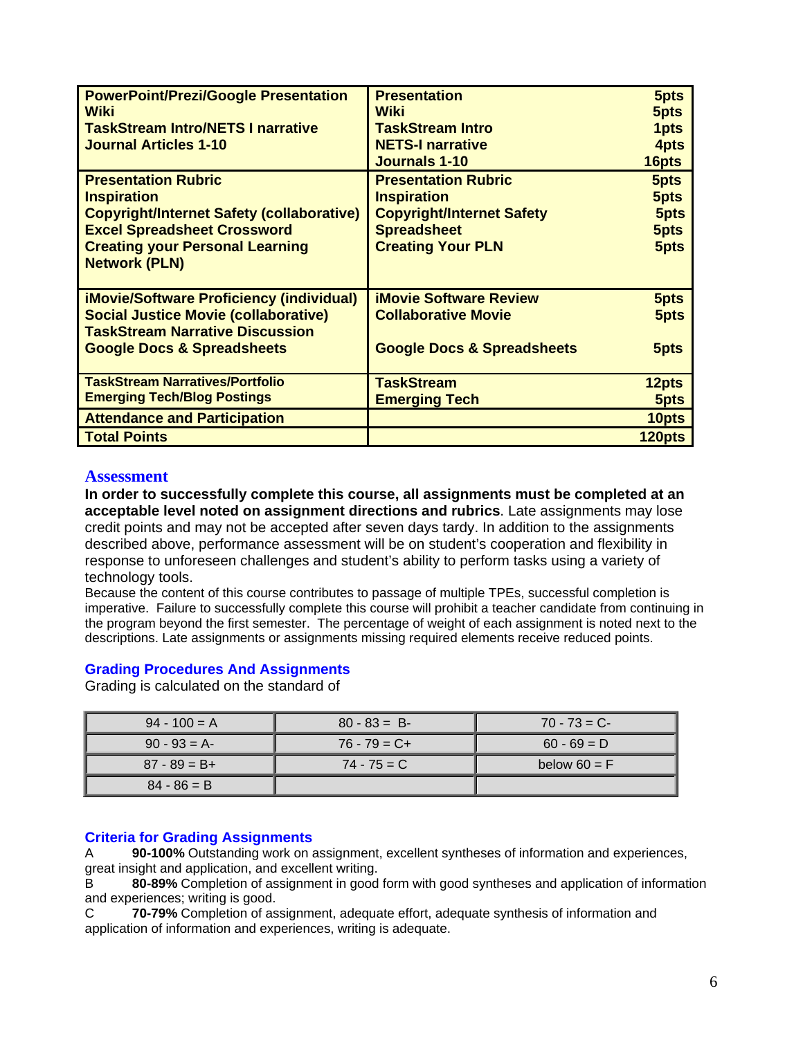| | | |
|---|---|---|
| **PowerPoint/Prezi/Google Presentation**<br>**Wiki**<br>**TaskStream Intro/NETS I narrative**<br>**Journal Articles 1-10** | **Presentation**<br>**Wiki**<br>**TaskStream Intro**<br>**NETS-I narrative**<br>**Journals 1-10** | **5pts**<br>**5pts**<br>**1pts**<br>**4pts**<br>**16pts** |
| **Presentation Rubric**<br>**Inspiration**<br>**Copyright/Internet Safety (collaborative)**<br>**Excel Spreadsheet Crossword**<br>**Creating your Personal Learning Network (PLN)** | **Presentation Rubric**<br>**Inspiration**<br>**Copyright/Internet Safety**<br>**Spreadsheet**<br>**Creating Your PLN** | **5pts**<br>**5pts**<br>**5pts**<br>**5pts**<br>**5pts** |
| **iMovie/Software Proficiency (individual)**<br>**Social Justice Movie (collaborative)**<br>**TaskStream Narrative Discussion**<br>**Google Docs & Spreadsheets** | **iMovie Software Review**<br>**Collaborative Movie**<br><br>**Google Docs & Spreadsheets** | **5pts**<br>**5pts**<br><br>**5pts** |
| **TaskStream Narratives/Portfolio**<br>**Emerging Tech/Blog Postings** | **TaskStream**<br>**Emerging Tech** | **12pts**<br>**5pts** |
| **Attendance and Participation** | | **10pts** |
| **Total Points** | | **120pts** |

## Assessment

**In order to successfully complete this course, all assignments must be completed at an acceptable level noted on assignment directions and rubrics**. Late assignments may lose credit points and may not be accepted after seven days tardy. In addition to the assignments described above, performance assessment will be on student's cooperation and flexibility in response to unforeseen challenges and student's ability to perform tasks using a variety of technology tools.

Because the content of this course contributes to passage of multiple TPEs, successful completion is imperative. Failure to successfully complete this course will prohibit a teacher candidate from continuing in the program beyond the first semester. The percentage of weight of each assignment is noted next to the descriptions. Late assignments or assignments missing required elements receive reduced points.

### Grading Procedures And Assignments

Grading is calculated on the standard of

| | | |
|---|---|---|
| 94 - 100 = A | 80 - 83 = B- | 70 - 73 = C- |
| 90 - 93 = A- | 76 - 79 = C+ | 60 - 69 = D |
| 87 - 89 = B+ | 74 - 75 = C | below 60 = F |
| 84 - 86 = B | | |

### Criteria for Grading Assignments

A **90-100%** Outstanding work on assignment, excellent syntheses of information and experiences, great insight and application, and excellent writing.

B **80-89%** Completion of assignment in good form with good syntheses and application of information and experiences; writing is good.

C **70-79%** Completion of assignment, adequate effort, adequate synthesis of information and application of information and experiences, writing is adequate.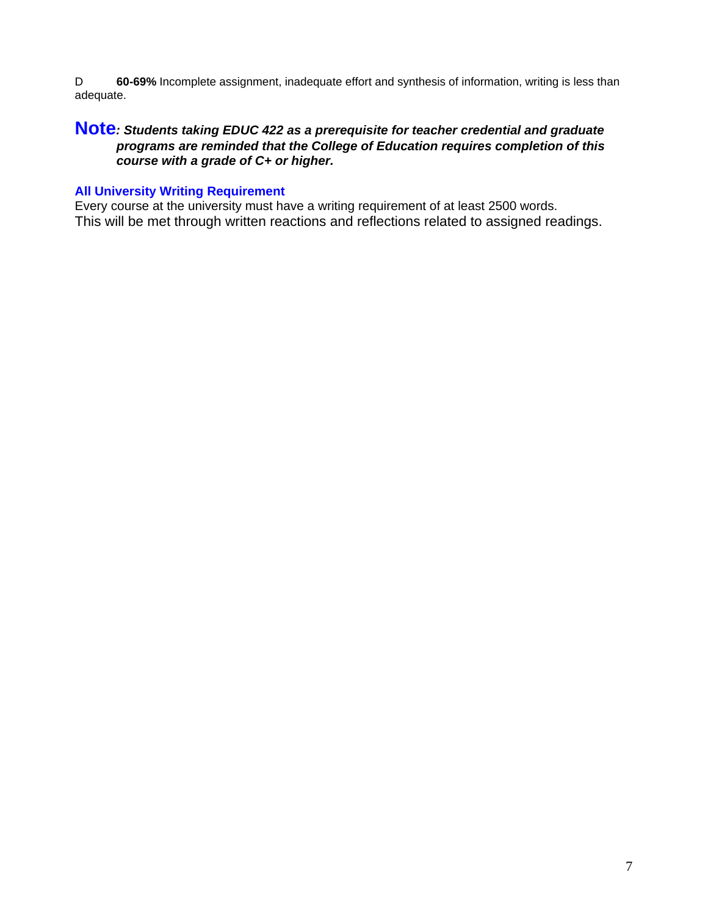D **60-69%** Incomplete assignment, inadequate effort and synthesis of information, writing is less than adequate.

**Note*: Students taking EDUC 422 as a prerequisite for teacher credential and graduate programs are reminded that the College of Education requires completion of this course with a grade of C+ or higher.***

**All University Writing Requirement**

Every course at the university must have a writing requirement of at least 2500 words. This will be met through written reactions and reflections related to assigned readings.